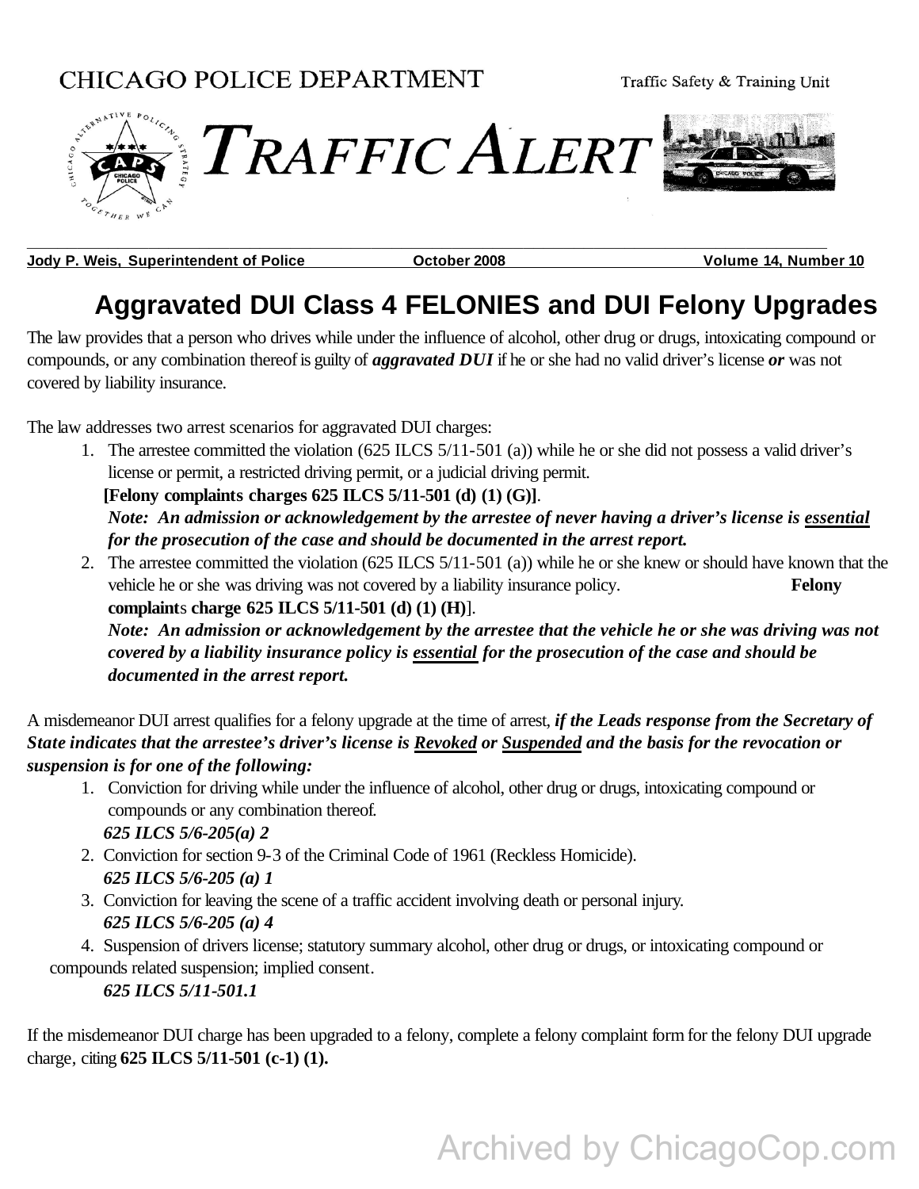CHICAGO POLICE DEPARTMENT

Traffic Safety & Training Unit

# TRAFFIC ALERT

**Jody P. Weis, Superintendent of Police** **October 2008** **Volume 14, Number 10**

## Aggravated DUI Class 4 FELONIES and DUI Felony Upgrades

The law provides that a person who drives while under the influence of alcohol, other drug or drugs, intoxicating compound or compounds, or any combination thereof is guilty of ***aggravated DUI*** if he or she had no valid driver's license ***or*** was not covered by liability insurance.

The law addresses two arrest scenarios for aggravated DUI charges:

1. The arrestee committed the violation (625 ILCS 5/11-501 (a)) while he or she did not possess a valid driver's license or permit, a restricted driving permit, or a judicial driving permit.
   **[Felony complaints charges 625 ILCS 5/11-501 (d) (1) (G)]**.
   ***Note: An admission or acknowledgement by the arrestee of never having a driver's license is essential for the prosecution of the case and should be documented in the arrest report.***
2. The arrestee committed the violation (625 ILCS 5/11-501 (a)) while he or she knew or should have known that the vehicle he or she was driving was not covered by a liability insurance policy. **Felony complaints charge 625 ILCS 5/11-501 (d) (1) (H)**].
   ***Note: An admission or acknowledgement by the arrestee that the vehicle he or she was driving was not covered by a liability insurance policy is essential for the prosecution of the case and should be documented in the arrest report.***

A misdemeanor DUI arrest qualifies for a felony upgrade at the time of arrest, ***if the Leads response from the Secretary of State indicates that the arrestee's driver's license is Revoked or Suspended and the basis for the revocation or suspension is for one of the following:***

1. Conviction for driving while under the influence of alcohol, other drug or drugs, intoxicating compound or compounds or any combination thereof.
   ***625 ILCS 5/6-205(a) 2***
2. Conviction for section 9-3 of the Criminal Code of 1961 (Reckless Homicide).
   ***625 ILCS 5/6-205 (a) 1***
3. Conviction for leaving the scene of a traffic accident involving death or personal injury.
   ***625 ILCS 5/6-205 (a) 4***
4. Suspension of drivers license; statutory summary alcohol, other drug or drugs, or intoxicating compound or compounds related suspension; implied consent.
   ***625 ILCS 5/11-501.1***

If the misdemeanor DUI charge has been upgraded to a felony, complete a felony complaint form for the felony DUI upgrade charge, citing **625 ILCS 5/11-501 (c-1) (1).**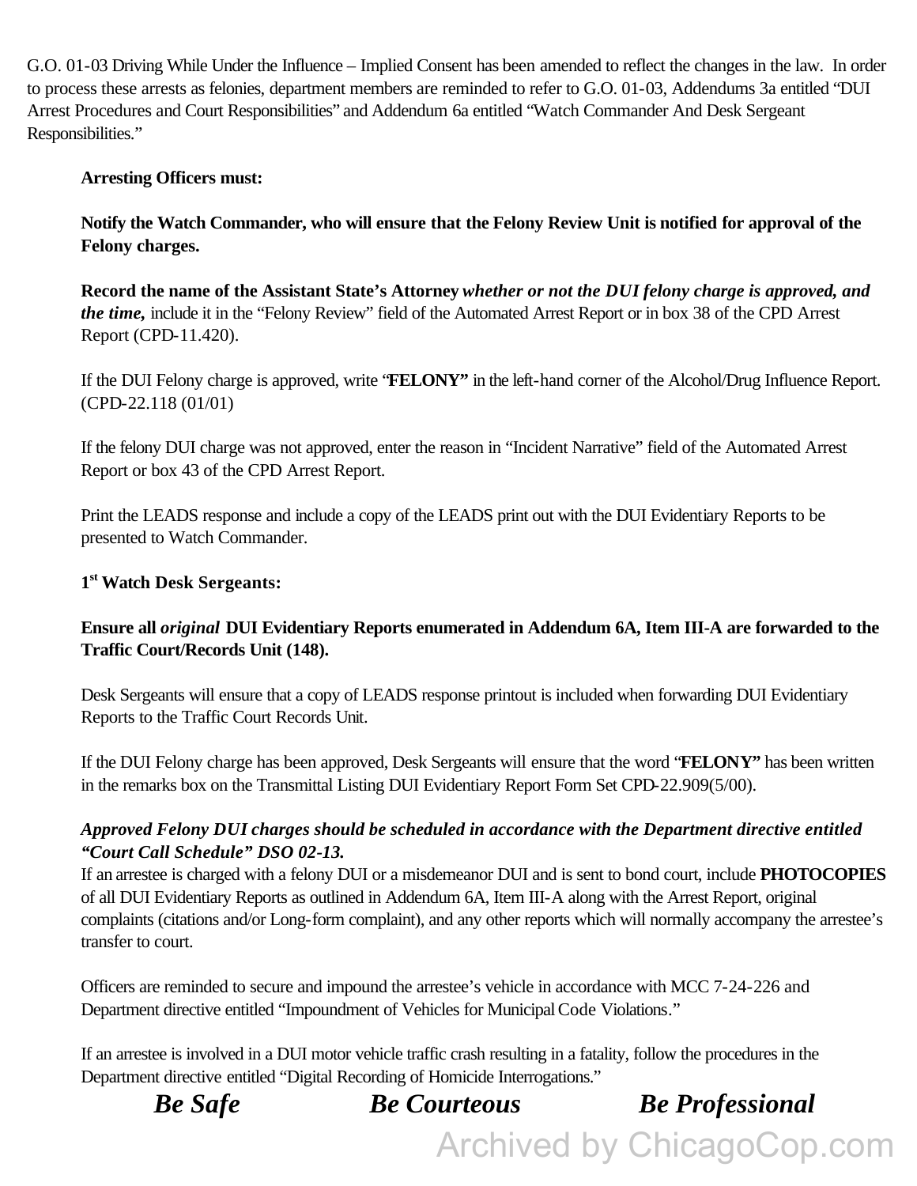G.O. 01-03 Driving While Under the Influence – Implied Consent has been amended to reflect the changes in the law. In order to process these arrests as felonies, department members are reminded to refer to G.O. 01-03, Addendums 3a entitled "DUI Arrest Procedures and Court Responsibilities" and Addendum 6a entitled "Watch Commander And Desk Sergeant Responsibilities."

**Arresting Officers must:**

**Notify the Watch Commander, who will ensure that the Felony Review Unit is notified for approval of the Felony charges.**

**Record the name of the Assistant State's Attorney *whether or not the DUI felony charge is approved, and the time,*** include it in the "Felony Review" field of the Automated Arrest Report or in box 38 of the CPD Arrest Report (CPD-11.420).

If the DUI Felony charge is approved, write "**FELONY"** in the left-hand corner of the Alcohol/Drug Influence Report. (CPD-22.118 (01/01)

If the felony DUI charge was not approved, enter the reason in "Incident Narrative" field of the Automated Arrest Report or box 43 of the CPD Arrest Report.

Print the LEADS response and include a copy of the LEADS print out with the DUI Evidentiary Reports to be presented to Watch Commander.

**1st Watch Desk Sergeants:**

**Ensure all *original* DUI Evidentiary Reports enumerated in Addendum 6A, Item III-A are forwarded to the Traffic Court/Records Unit (148).**

Desk Sergeants will ensure that a copy of LEADS response printout is included when forwarding DUI Evidentiary Reports to the Traffic Court Records Unit.

If the DUI Felony charge has been approved, Desk Sergeants will ensure that the word "**FELONY"** has been written in the remarks box on the Transmittal Listing DUI Evidentiary Report Form Set CPD-22.909(5/00).

***Approved Felony DUI charges should be scheduled in accordance with the Department directive entitled "Court Call Schedule" DSO 02-13.***

If an arrestee is charged with a felony DUI or a misdemeanor DUI and is sent to bond court, include **PHOTOCOPIES** of all DUI Evidentiary Reports as outlined in Addendum 6A, Item III-A along with the Arrest Report, original complaints (citations and/or Long-form complaint), and any other reports which will normally accompany the arrestee's transfer to court.

Officers are reminded to secure and impound the arrestee's vehicle in accordance with MCC 7-24-226 and Department directive entitled "Impoundment of Vehicles for Municipal Code Violations."

If an arrestee is involved in a DUI motor vehicle traffic crash resulting in a fatality, follow the procedures in the Department directive entitled "Digital Recording of Homicide Interrogations."

***Be Safe*** ***Be Courteous*** ***Be Professional***